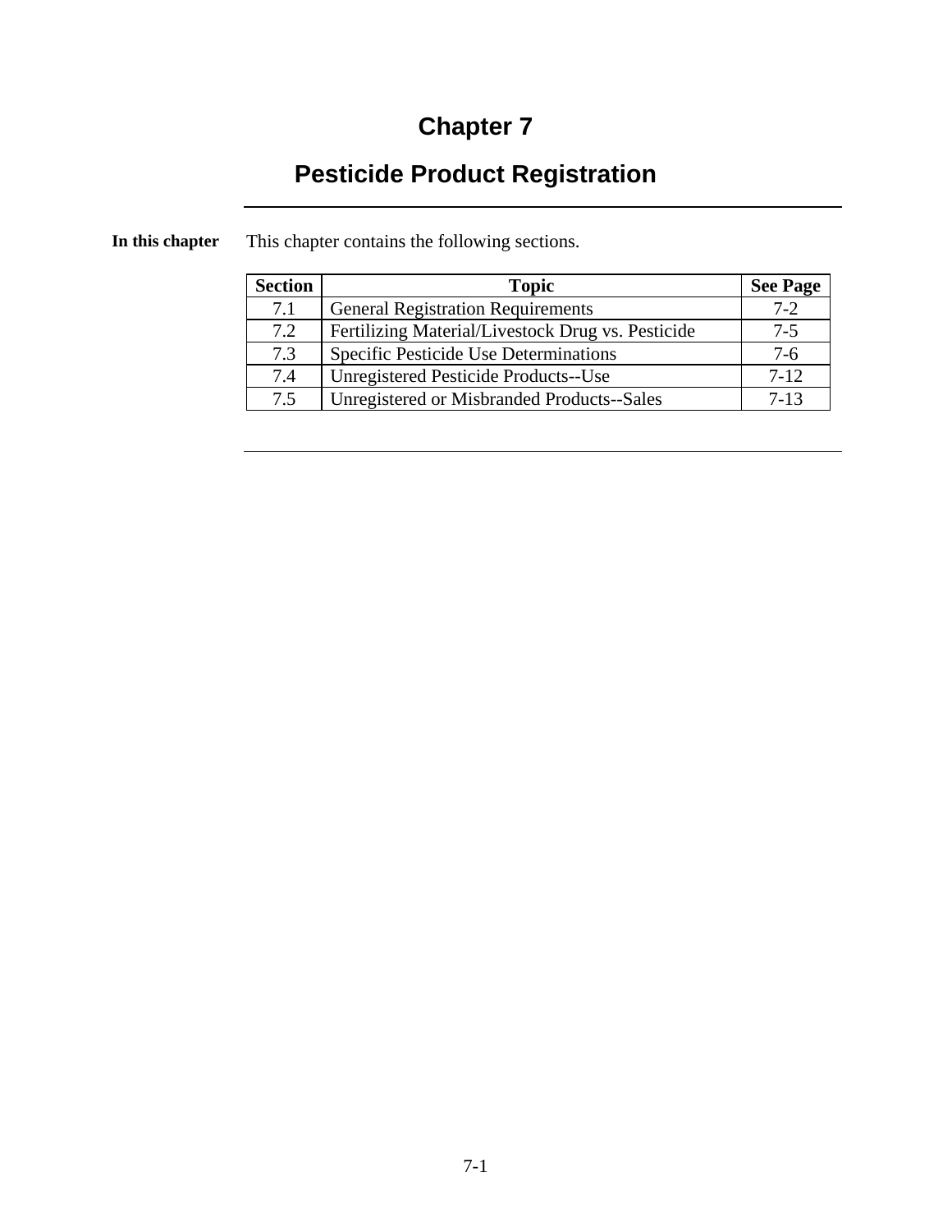# Chapter 7

## Pesticide Product Registration

**In this chapter** This chapter contains the following sections.

| Section | Topic | See Page |
|---|---|---|
| 7.1 | General Registration Requirements | 7-2 |
| 7.2 | Fertilizing Material/Livestock Drug vs. Pesticide | 7-5 |
| 7.3 | Specific Pesticide Use Determinations | 7-6 |
| 7.4 | Unregistered Pesticide Products--Use | 7-12 |
| 7.5 | Unregistered or Misbranded Products--Sales | 7-13 |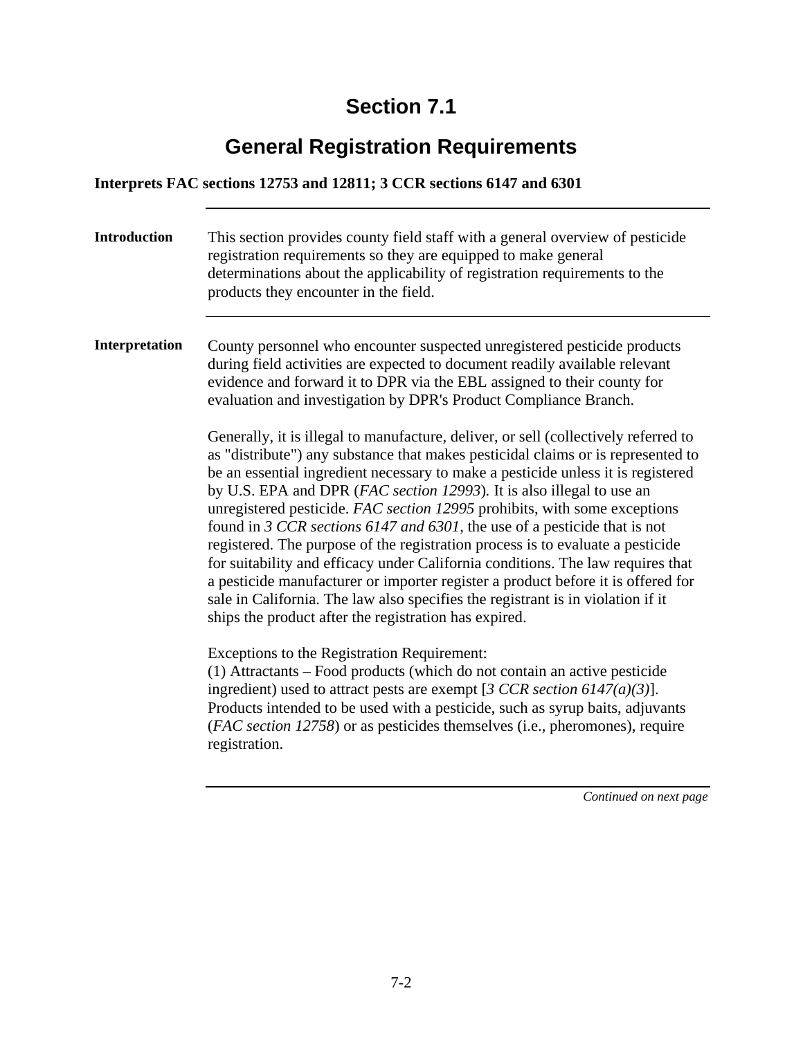# Section 7.1

## General Registration Requirements

**Interprets FAC sections 12753 and 12811; 3 CCR sections 6147 and 6301**

---

**Introduction**

This section provides county field staff with a general overview of pesticide registration requirements so they are equipped to make general determinations about the applicability of registration requirements to the products they encounter in the field.

---

**Interpretation**

County personnel who encounter suspected unregistered pesticide products during field activities are expected to document readily available relevant evidence and forward it to DPR via the EBL assigned to their county for evaluation and investigation by DPR's Product Compliance Branch.

Generally, it is illegal to manufacture, deliver, or sell (collectively referred to as "distribute") any substance that makes pesticidal claims or is represented to be an essential ingredient necessary to make a pesticide unless it is registered by U.S. EPA and DPR (*FAC section 12993*). It is also illegal to use an unregistered pesticide. *FAC section 12995* prohibits, with some exceptions found in *3 CCR sections 6147 and 6301*, the use of a pesticide that is not registered. The purpose of the registration process is to evaluate a pesticide for suitability and efficacy under California conditions. The law requires that a pesticide manufacturer or importer register a product before it is offered for sale in California. The law also specifies the registrant is in violation if it ships the product after the registration has expired.

Exceptions to the Registration Requirement:
(1) Attractants – Food products (which do not contain an active pesticide ingredient) used to attract pests are exempt [*3 CCR section 6147(a)(3)*]. Products intended to be used with a pesticide, such as syrup baits, adjuvants (*FAC section 12758*) or as pesticides themselves (i.e., pheromones), require registration.

*Continued on next page*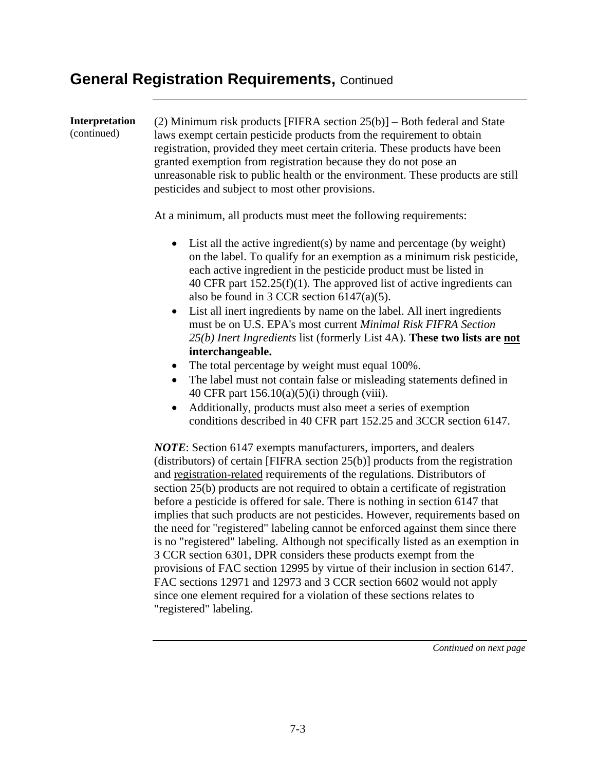## General Registration Requirements, Continued

**Interpretation** (continued)

(2) Minimum risk products [FIFRA section 25(b)] – Both federal and State laws exempt certain pesticide products from the requirement to obtain registration, provided they meet certain criteria. These products have been granted exemption from registration because they do not pose an unreasonable risk to public health or the environment. These products are still pesticides and subject to most other provisions.

At a minimum, all products must meet the following requirements:

- List all the active ingredient(s) by name and percentage (by weight) on the label. To qualify for an exemption as a minimum risk pesticide, each active ingredient in the pesticide product must be listed in 40 CFR part 152.25(f)(1). The approved list of active ingredients can also be found in 3 CCR section 6147(a)(5).
- List all inert ingredients by name on the label. All inert ingredients must be on U.S. EPA's most current *Minimal Risk FIFRA Section 25(b) Inert Ingredients* list (formerly List 4A). **These two lists are <u>not</u> interchangeable.**
- The total percentage by weight must equal 100%.
- The label must not contain false or misleading statements defined in 40 CFR part 156.10(a)(5)(i) through (viii).
- Additionally, products must also meet a series of exemption conditions described in 40 CFR part 152.25 and 3CCR section 6147.

***NOTE***: Section 6147 exempts manufacturers, importers, and dealers (distributors) of certain [FIFRA section 25(b)] products from the registration and <u>registration-related</u> requirements of the regulations. Distributors of section 25(b) products are not required to obtain a certificate of registration before a pesticide is offered for sale. There is nothing in section 6147 that implies that such products are not pesticides. However, requirements based on the need for "registered" labeling cannot be enforced against them since there is no "registered" labeling. Although not specifically listed as an exemption in 3 CCR section 6301, DPR considers these products exempt from the provisions of FAC section 12995 by virtue of their inclusion in section 6147. FAC sections 12971 and 12973 and 3 CCR section 6602 would not apply since one element required for a violation of these sections relates to "registered" labeling.

*Continued on next page*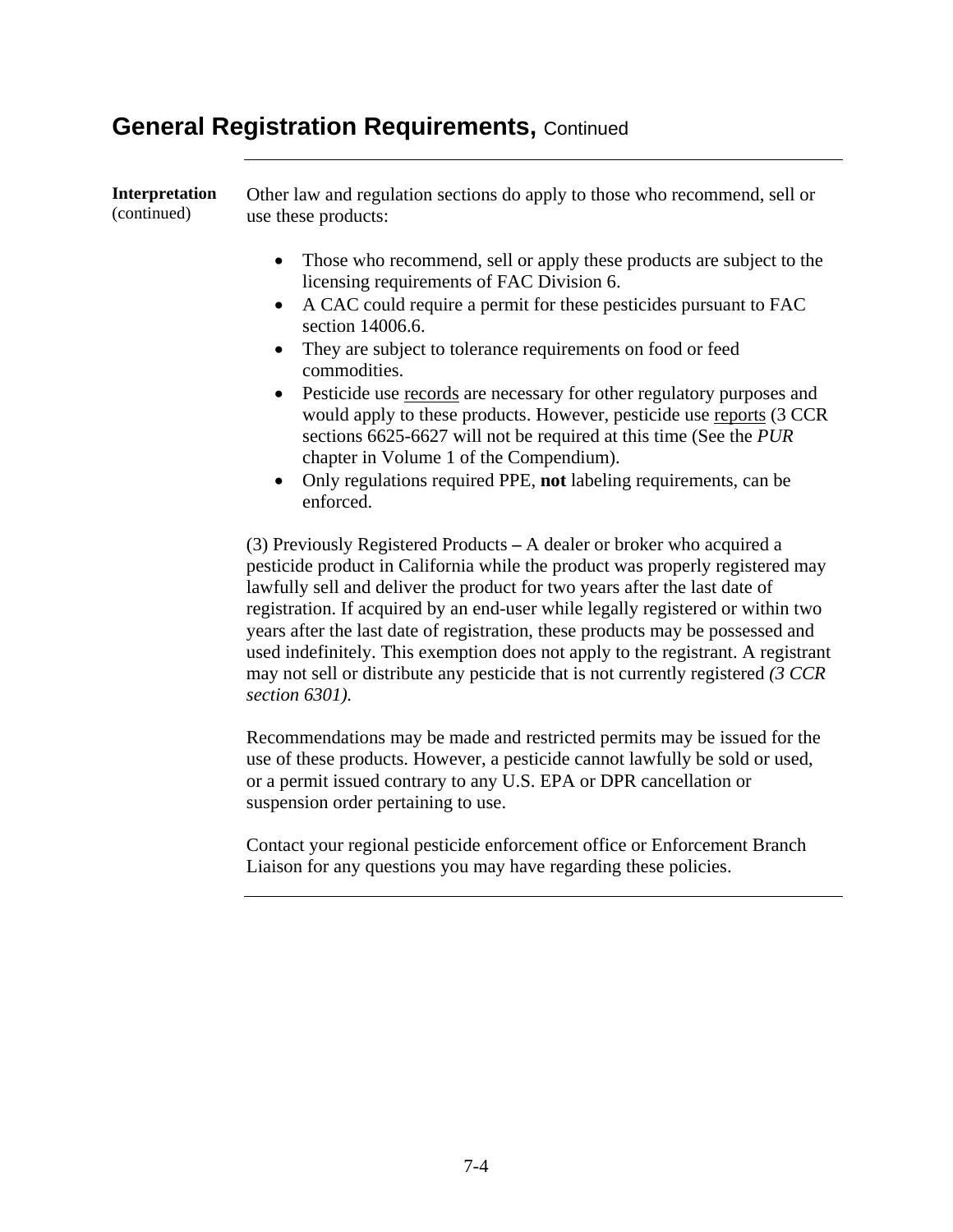## General Registration Requirements, Continued

**Interpretation** (continued)

Other law and regulation sections do apply to those who recommend, sell or use these products:

- Those who recommend, sell or apply these products are subject to the licensing requirements of FAC Division 6.
- A CAC could require a permit for these pesticides pursuant to FAC section 14006.6.
- They are subject to tolerance requirements on food or feed commodities.
- Pesticide use records are necessary for other regulatory purposes and would apply to these products. However, pesticide use reports (3 CCR sections 6625-6627 will not be required at this time (See the *PUR* chapter in Volume 1 of the Compendium).
- Only regulations required PPE, **not** labeling requirements, can be enforced.

(3) Previously Registered Products – A dealer or broker who acquired a pesticide product in California while the product was properly registered may lawfully sell and deliver the product for two years after the last date of registration. If acquired by an end-user while legally registered or within two years after the last date of registration, these products may be possessed and used indefinitely. This exemption does not apply to the registrant. A registrant may not sell or distribute any pesticide that is not currently registered *(3 CCR section 6301).*

Recommendations may be made and restricted permits may be issued for the use of these products. However, a pesticide cannot lawfully be sold or used, or a permit issued contrary to any U.S. EPA or DPR cancellation or suspension order pertaining to use.

Contact your regional pesticide enforcement office or Enforcement Branch Liaison for any questions you may have regarding these policies.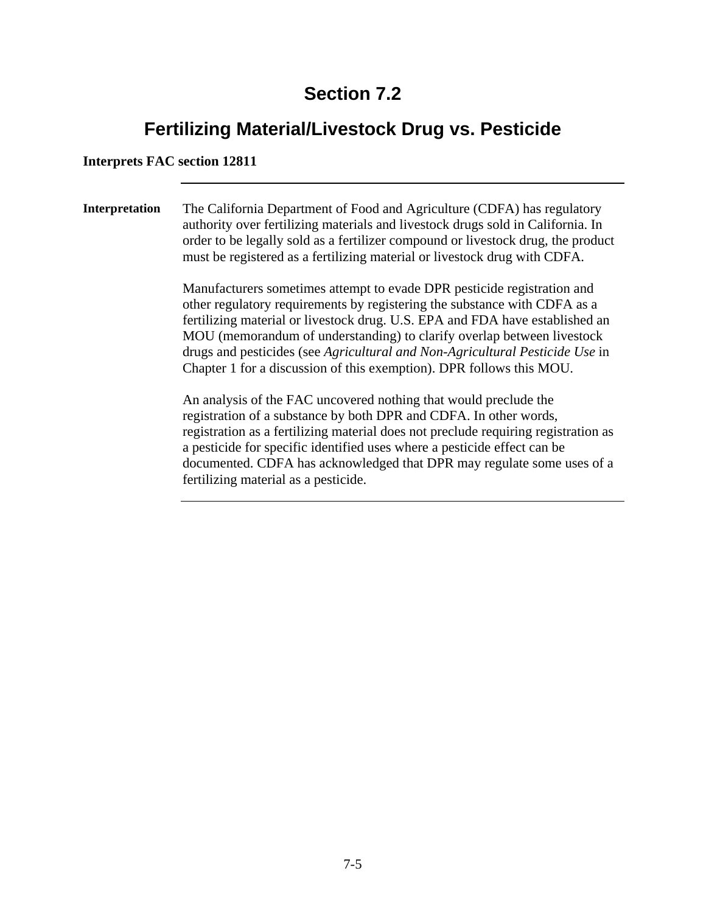# Section 7.2

## Fertilizing Material/Livestock Drug vs. Pesticide

**Interprets FAC section 12811**

---

**Interpretation**

The California Department of Food and Agriculture (CDFA) has regulatory authority over fertilizing materials and livestock drugs sold in California. In order to be legally sold as a fertilizer compound or livestock drug, the product must be registered as a fertilizing material or livestock drug with CDFA.

Manufacturers sometimes attempt to evade DPR pesticide registration and other regulatory requirements by registering the substance with CDFA as a fertilizing material or livestock drug. U.S. EPA and FDA have established an MOU (memorandum of understanding) to clarify overlap between livestock drugs and pesticides (see *Agricultural and Non-Agricultural Pesticide Use* in Chapter 1 for a discussion of this exemption). DPR follows this MOU.

An analysis of the FAC uncovered nothing that would preclude the registration of a substance by both DPR and CDFA. In other words, registration as a fertilizing material does not preclude requiring registration as a pesticide for specific identified uses where a pesticide effect can be documented. CDFA has acknowledged that DPR may regulate some uses of a fertilizing material as a pesticide.

---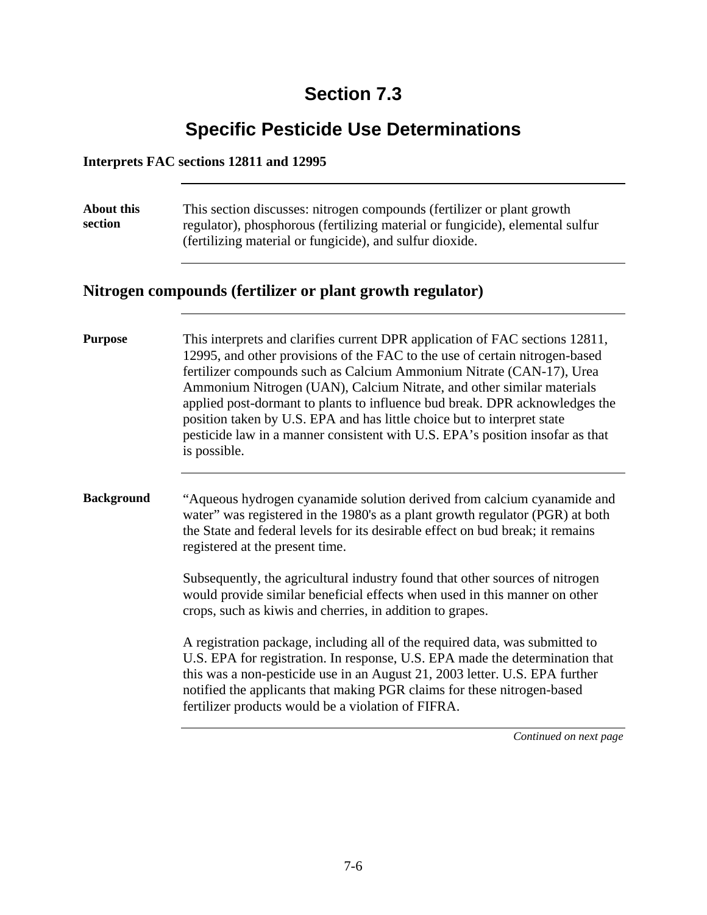# Section 7.3

# Specific Pesticide Use Determinations

**Interprets FAC sections 12811 and 12995**

---

**About this section**

This section discusses: nitrogen compounds (fertilizer or plant growth regulator), phosphorous (fertilizing material or fungicide), elemental sulfur (fertilizing material or fungicide), and sulfur dioxide.

---

## Nitrogen compounds (fertilizer or plant growth regulator)

---

**Purpose**

This interprets and clarifies current DPR application of FAC sections 12811, 12995, and other provisions of the FAC to the use of certain nitrogen-based fertilizer compounds such as Calcium Ammonium Nitrate (CAN-17), Urea Ammonium Nitrogen (UAN), Calcium Nitrate, and other similar materials applied post-dormant to plants to influence bud break. DPR acknowledges the position taken by U.S. EPA and has little choice but to interpret state pesticide law in a manner consistent with U.S. EPA's position insofar as that is possible.

---

**Background**

"Aqueous hydrogen cyanamide solution derived from calcium cyanamide and water" was registered in the 1980's as a plant growth regulator (PGR) at both the State and federal levels for its desirable effect on bud break; it remains registered at the present time.

Subsequently, the agricultural industry found that other sources of nitrogen would provide similar beneficial effects when used in this manner on other crops, such as kiwis and cherries, in addition to grapes.

A registration package, including all of the required data, was submitted to U.S. EPA for registration. In response, U.S. EPA made the determination that this was a non-pesticide use in an August 21, 2003 letter. U.S. EPA further notified the applicants that making PGR claims for these nitrogen-based fertilizer products would be a violation of FIFRA.

---

*Continued on next page*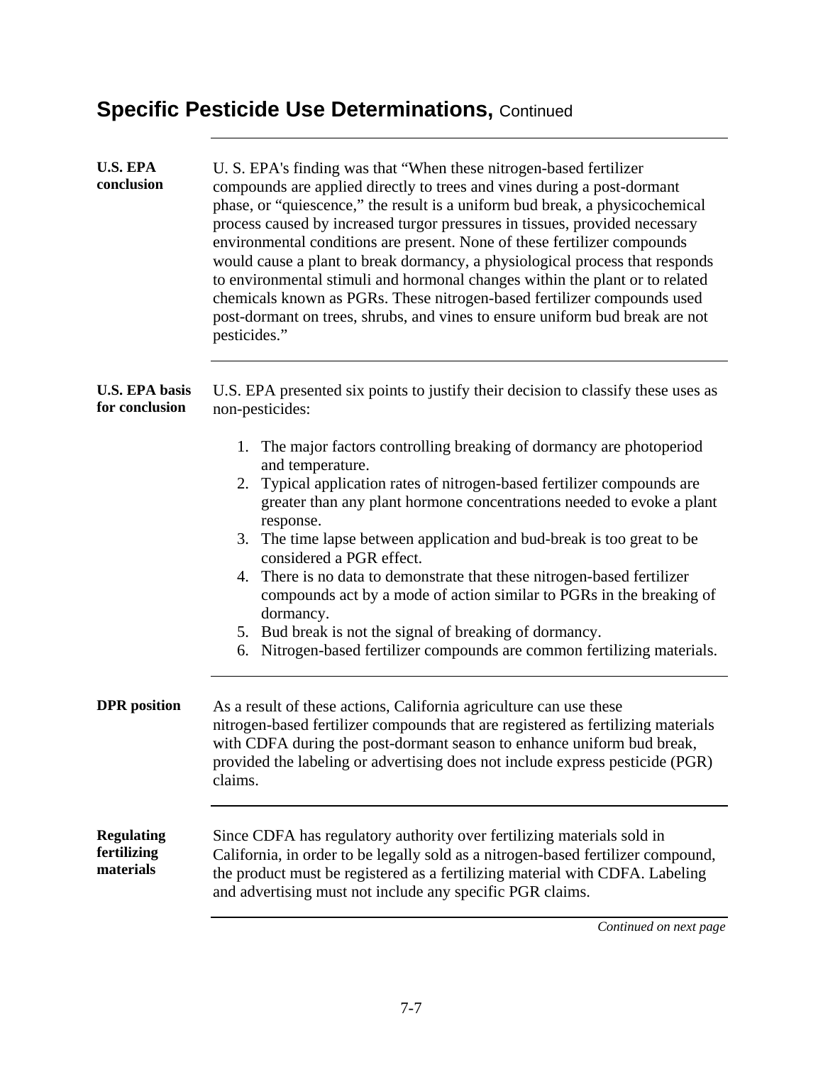## Specific Pesticide Use Determinations, Continued

**U.S. EPA conclusion**

U. S. EPA's finding was that "When these nitrogen-based fertilizer compounds are applied directly to trees and vines during a post-dormant phase, or "quiescence," the result is a uniform bud break, a physicochemical process caused by increased turgor pressures in tissues, provided necessary environmental conditions are present. None of these fertilizer compounds would cause a plant to break dormancy, a physiological process that responds to environmental stimuli and hormonal changes within the plant or to related chemicals known as PGRs. These nitrogen-based fertilizer compounds used post-dormant on trees, shrubs, and vines to ensure uniform bud break are not pesticides."

**U.S. EPA basis for conclusion**

U.S. EPA presented six points to justify their decision to classify these uses as non-pesticides:

1. The major factors controlling breaking of dormancy are photoperiod and temperature.
2. Typical application rates of nitrogen-based fertilizer compounds are greater than any plant hormone concentrations needed to evoke a plant response.
3. The time lapse between application and bud-break is too great to be considered a PGR effect.
4. There is no data to demonstrate that these nitrogen-based fertilizer compounds act by a mode of action similar to PGRs in the breaking of dormancy.
5. Bud break is not the signal of breaking of dormancy.
6. Nitrogen-based fertilizer compounds are common fertilizing materials.

**DPR position**

As a result of these actions, California agriculture can use these nitrogen-based fertilizer compounds that are registered as fertilizing materials with CDFA during the post-dormant season to enhance uniform bud break, provided the labeling or advertising does not include express pesticide (PGR) claims.

**Regulating fertilizing materials**

Since CDFA has regulatory authority over fertilizing materials sold in California, in order to be legally sold as a nitrogen-based fertilizer compound, the product must be registered as a fertilizing material with CDFA. Labeling and advertising must not include any specific PGR claims.

*Continued on next page*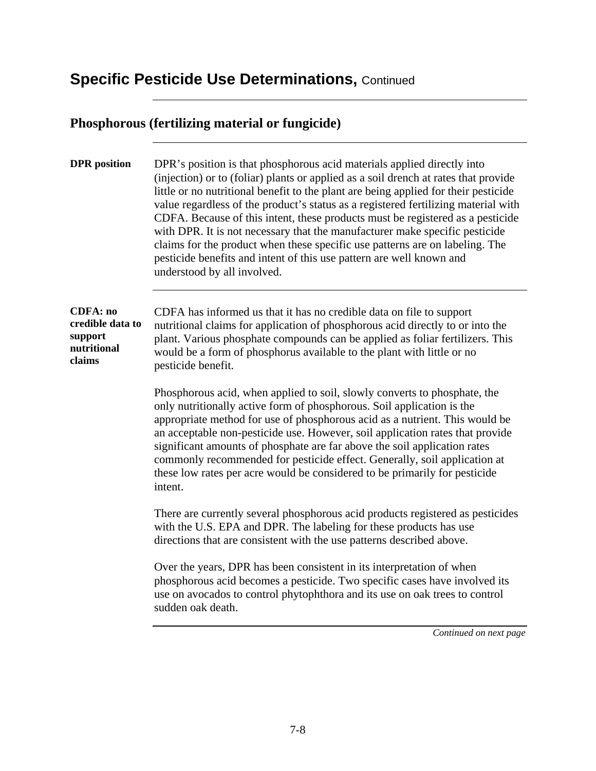# Specific Pesticide Use Determinations, Continued

## Phosphorous (fertilizing material or fungicide)

**DPR position**

DPR's position is that phosphorous acid materials applied directly into (injection) or to (foliar) plants or applied as a soil drench at rates that provide little or no nutritional benefit to the plant are being applied for their pesticide value regardless of the product's status as a registered fertilizing material with CDFA. Because of this intent, these products must be registered as a pesticide with DPR. It is not necessary that the manufacturer make specific pesticide claims for the product when these specific use patterns are on labeling. The pesticide benefits and intent of this use pattern are well known and understood by all involved.

**CDFA: no credible data to support nutritional claims**

CDFA has informed us that it has no credible data on file to support nutritional claims for application of phosphorous acid directly to or into the plant. Various phosphate compounds can be applied as foliar fertilizers. This would be a form of phosphorus available to the plant with little or no pesticide benefit.

Phosphorous acid, when applied to soil, slowly converts to phosphate, the only nutritionally active form of phosphorous. Soil application is the appropriate method for use of phosphorous acid as a nutrient. This would be an acceptable non-pesticide use. However, soil application rates that provide significant amounts of phosphate are far above the soil application rates commonly recommended for pesticide effect. Generally, soil application at these low rates per acre would be considered to be primarily for pesticide intent.

There are currently several phosphorous acid products registered as pesticides with the U.S. EPA and DPR. The labeling for these products has use directions that are consistent with the use patterns described above.

Over the years, DPR has been consistent in its interpretation of when phosphorous acid becomes a pesticide. Two specific cases have involved its use on avocados to control phytophthora and its use on oak trees to control sudden oak death.

*Continued on next page*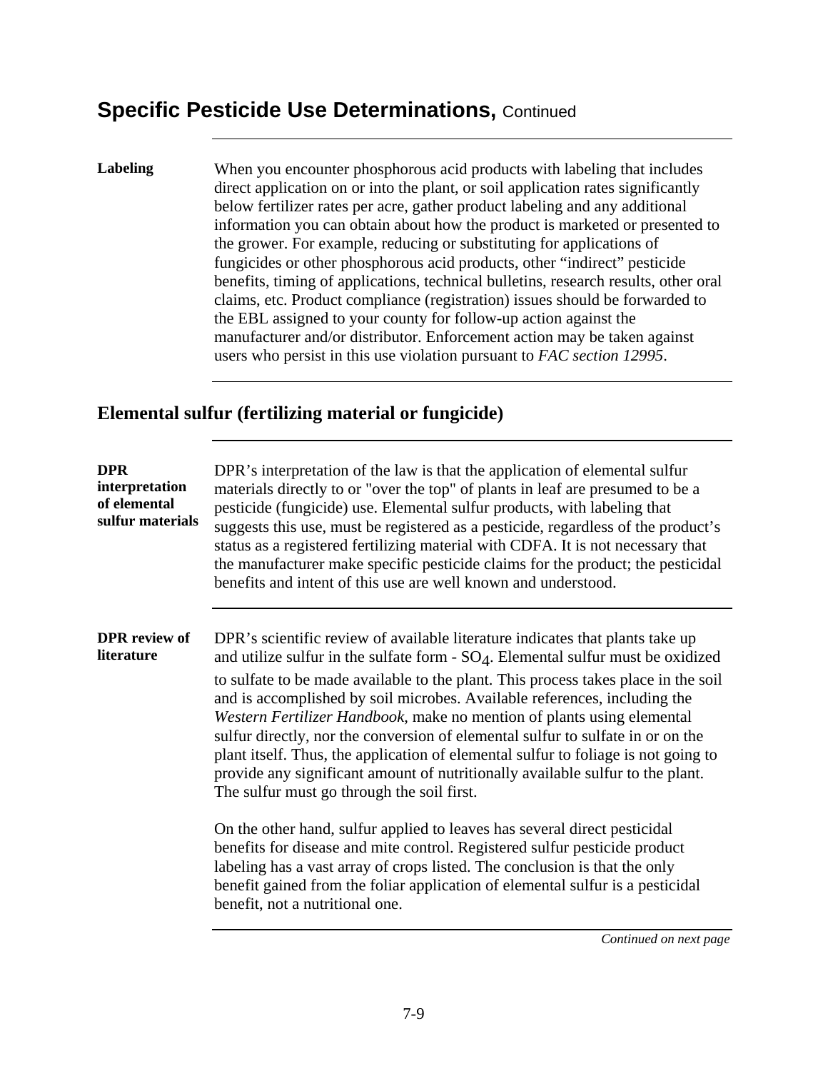## Specific Pesticide Use Determinations, Continued

**Labeling**

When you encounter phosphorous acid products with labeling that includes direct application on or into the plant, or soil application rates significantly below fertilizer rates per acre, gather product labeling and any additional information you can obtain about how the product is marketed or presented to the grower. For example, reducing or substituting for applications of fungicides or other phosphorous acid products, other "indirect" pesticide benefits, timing of applications, technical bulletins, research results, other oral claims, etc. Product compliance (registration) issues should be forwarded to the EBL assigned to your county for follow-up action against the manufacturer and/or distributor. Enforcement action may be taken against users who persist in this use violation pursuant to *FAC section 12995*.

### Elemental sulfur (fertilizing material or fungicide)

**DPR interpretation of elemental sulfur materials**

DPR's interpretation of the law is that the application of elemental sulfur materials directly to or "over the top" of plants in leaf are presumed to be a pesticide (fungicide) use. Elemental sulfur products, with labeling that suggests this use, must be registered as a pesticide, regardless of the product's status as a registered fertilizing material with CDFA. It is not necessary that the manufacturer make specific pesticide claims for the product; the pesticidal benefits and intent of this use are well known and understood.

**DPR review of literature**

DPR's scientific review of available literature indicates that plants take up and utilize sulfur in the sulfate form - $SO_4$. Elemental sulfur must be oxidized to sulfate to be made available to the plant. This process takes place in the soil and is accomplished by soil microbes. Available references, including the *Western Fertilizer Handbook*, make no mention of plants using elemental sulfur directly, nor the conversion of elemental sulfur to sulfate in or on the plant itself. Thus, the application of elemental sulfur to foliage is not going to provide any significant amount of nutritionally available sulfur to the plant. The sulfur must go through the soil first.

On the other hand, sulfur applied to leaves has several direct pesticidal benefits for disease and mite control. Registered sulfur pesticide product labeling has a vast array of crops listed. The conclusion is that the only benefit gained from the foliar application of elemental sulfur is a pesticidal benefit, not a nutritional one.

*Continued on next page*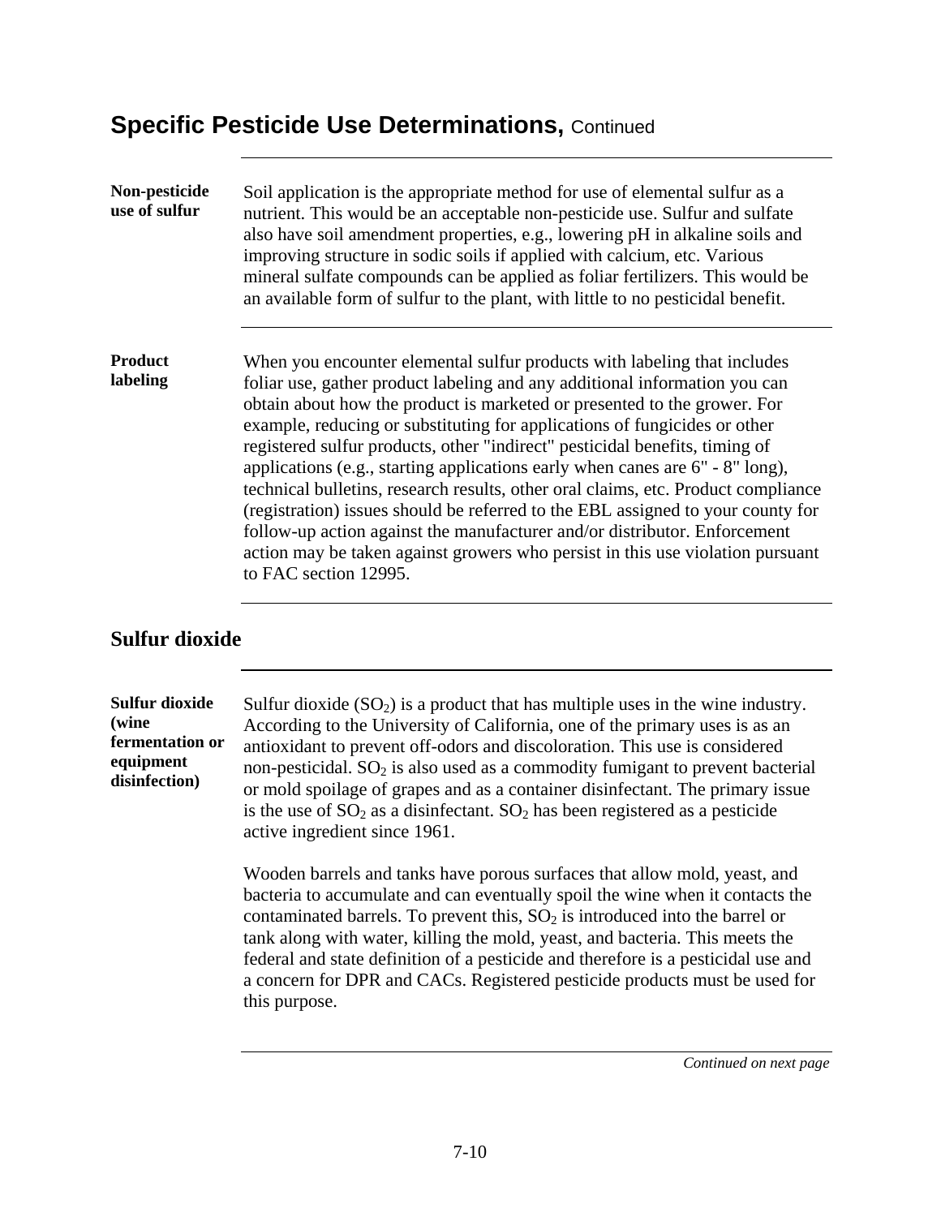## Specific Pesticide Use Determinations, Continued

**Non-pesticide use of sulfur**

Soil application is the appropriate method for use of elemental sulfur as a nutrient. This would be an acceptable non-pesticide use. Sulfur and sulfate also have soil amendment properties, e.g., lowering pH in alkaline soils and improving structure in sodic soils if applied with calcium, etc. Various mineral sulfate compounds can be applied as foliar fertilizers. This would be an available form of sulfur to the plant, with little to no pesticidal benefit.

**Product labeling**

When you encounter elemental sulfur products with labeling that includes foliar use, gather product labeling and any additional information you can obtain about how the product is marketed or presented to the grower. For example, reducing or substituting for applications of fungicides or other registered sulfur products, other "indirect" pesticidal benefits, timing of applications (e.g., starting applications early when canes are 6" - 8" long), technical bulletins, research results, other oral claims, etc. Product compliance (registration) issues should be referred to the EBL assigned to your county for follow-up action against the manufacturer and/or distributor. Enforcement action may be taken against growers who persist in this use violation pursuant to FAC section 12995.

### Sulfur dioxide

**Sulfur dioxide (wine fermentation or equipment disinfection)**

Sulfur dioxide ($SO_2$) is a product that has multiple uses in the wine industry. According to the University of California, one of the primary uses is as an antioxidant to prevent off-odors and discoloration. This use is considered non-pesticidal. $SO_2$ is also used as a commodity fumigant to prevent bacterial or mold spoilage of grapes and as a container disinfectant. The primary issue is the use of $SO_2$ as a disinfectant. $SO_2$ has been registered as a pesticide active ingredient since 1961.

Wooden barrels and tanks have porous surfaces that allow mold, yeast, and bacteria to accumulate and can eventually spoil the wine when it contacts the contaminated barrels. To prevent this, $SO_2$ is introduced into the barrel or tank along with water, killing the mold, yeast, and bacteria. This meets the federal and state definition of a pesticide and therefore is a pesticidal use and a concern for DPR and CACs. Registered pesticide products must be used for this purpose.

*Continued on next page*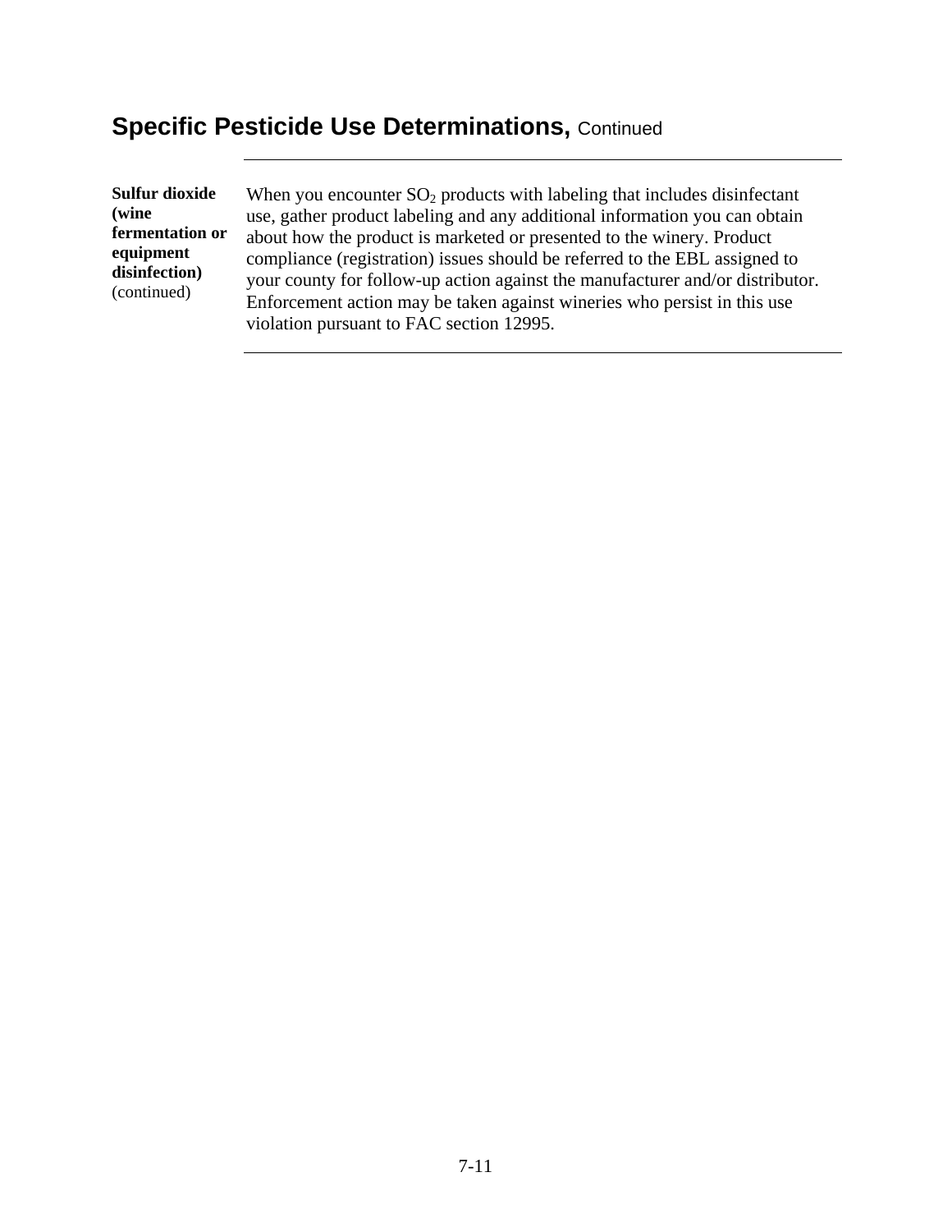## Specific Pesticide Use Determinations, Continued

**Sulfur dioxide (wine fermentation or equipment disinfection)** (continued)

When you encounter $SO_2$ products with labeling that includes disinfectant use, gather product labeling and any additional information you can obtain about how the product is marketed or presented to the winery. Product compliance (registration) issues should be referred to the EBL assigned to your county for follow-up action against the manufacturer and/or distributor. Enforcement action may be taken against wineries who persist in this use violation pursuant to FAC section 12995.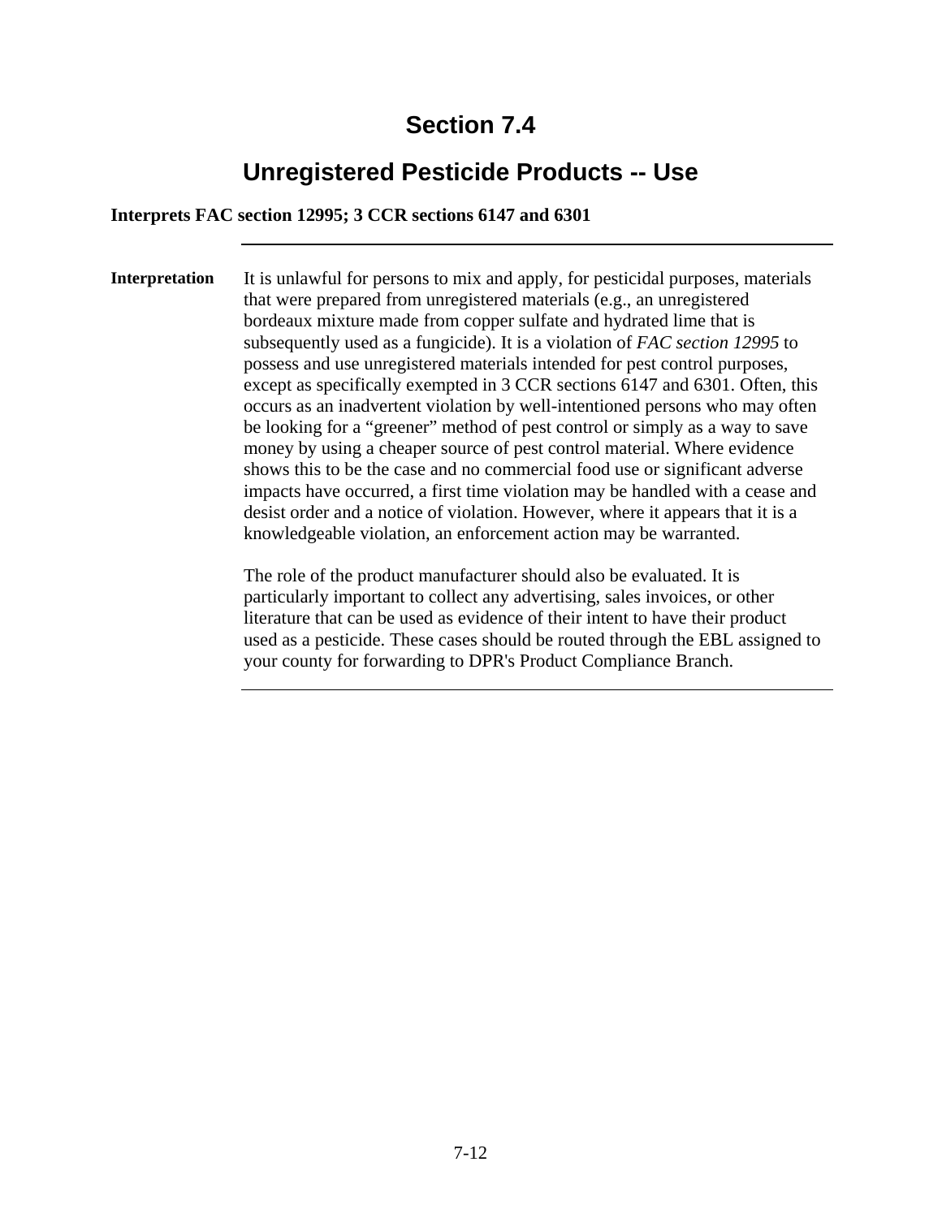# Section 7.4

## Unregistered Pesticide Products -- Use

**Interprets FAC section 12995; 3 CCR sections 6147 and 6301**

---

**Interpretation**

It is unlawful for persons to mix and apply, for pesticidal purposes, materials that were prepared from unregistered materials (e.g., an unregistered bordeaux mixture made from copper sulfate and hydrated lime that is subsequently used as a fungicide). It is a violation of *FAC section 12995* to possess and use unregistered materials intended for pest control purposes, except as specifically exempted in 3 CCR sections 6147 and 6301. Often, this occurs as an inadvertent violation by well-intentioned persons who may often be looking for a "greener" method of pest control or simply as a way to save money by using a cheaper source of pest control material. Where evidence shows this to be the case and no commercial food use or significant adverse impacts have occurred, a first time violation may be handled with a cease and desist order and a notice of violation. However, where it appears that it is a knowledgeable violation, an enforcement action may be warranted.

The role of the product manufacturer should also be evaluated. It is particularly important to collect any advertising, sales invoices, or other literature that can be used as evidence of their intent to have their product used as a pesticide. These cases should be routed through the EBL assigned to your county for forwarding to DPR's Product Compliance Branch.

---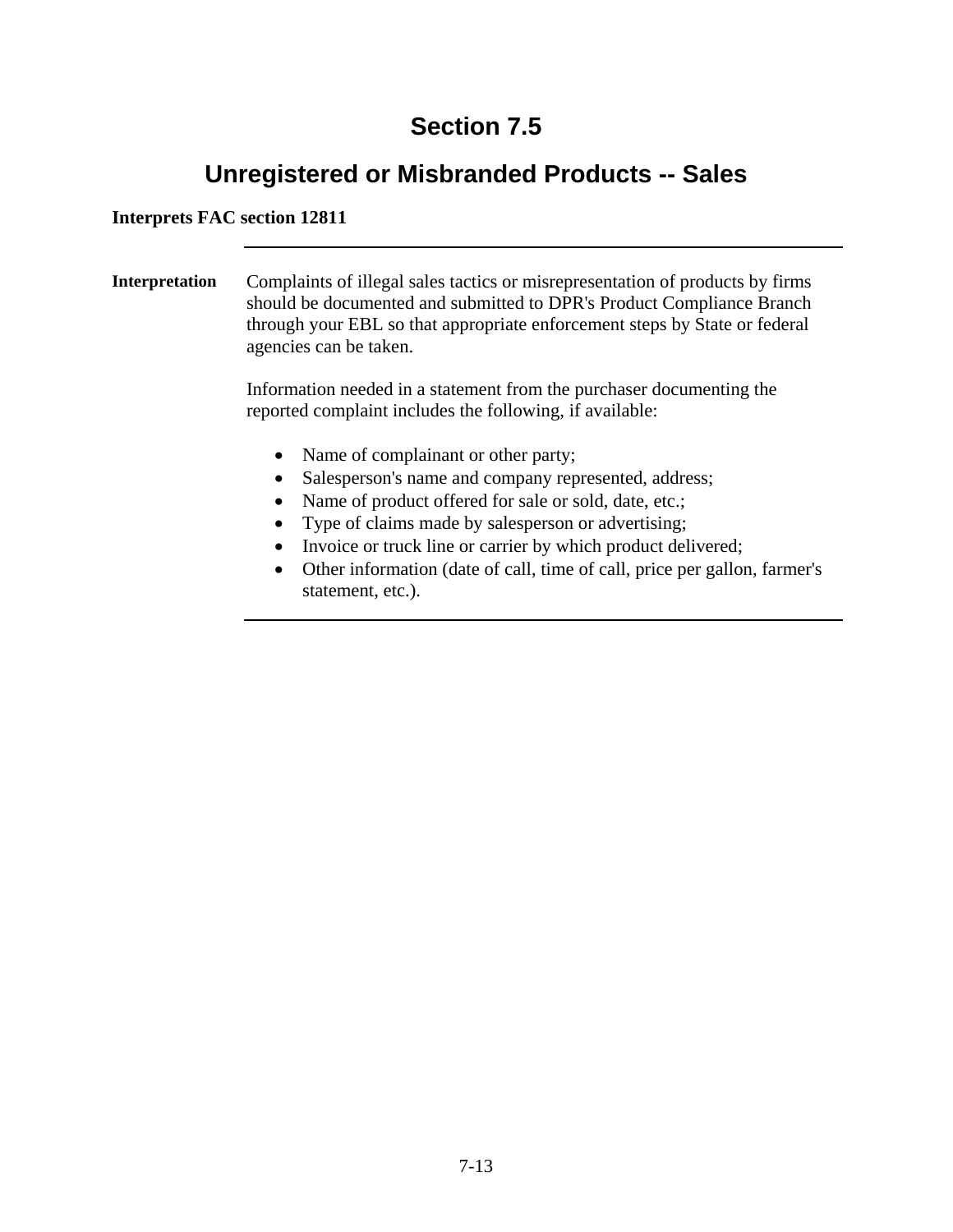# Section 7.5

## Unregistered or Misbranded Products -- Sales

**Interprets FAC section 12811**

---

**Interpretation**

Complaints of illegal sales tactics or misrepresentation of products by firms should be documented and submitted to DPR's Product Compliance Branch through your EBL so that appropriate enforcement steps by State or federal agencies can be taken.

Information needed in a statement from the purchaser documenting the reported complaint includes the following, if available:

- Name of complainant or other party;
- Salesperson's name and company represented, address;
- Name of product offered for sale or sold, date, etc.;
- Type of claims made by salesperson or advertising;
- Invoice or truck line or carrier by which product delivered;
- Other information (date of call, time of call, price per gallon, farmer's statement, etc.).

---